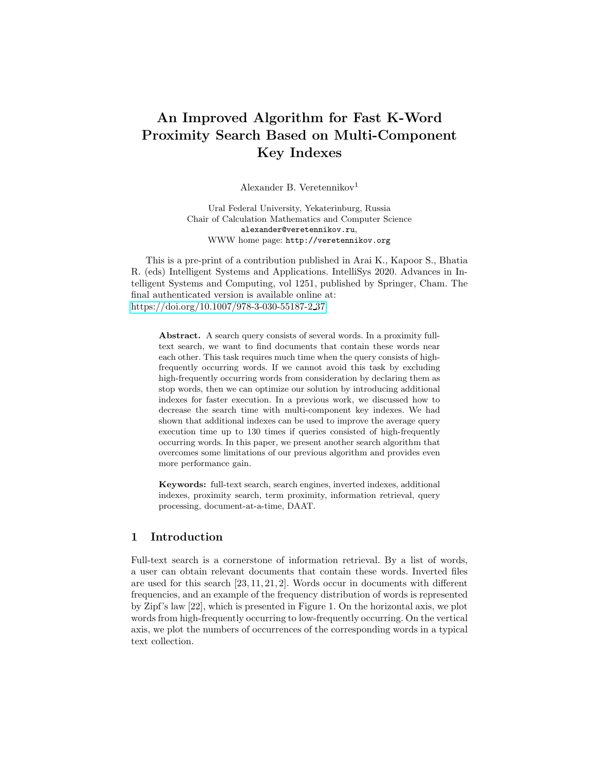# An Improved Algorithm for Fast K-Word Proximity Search Based on Multi-Component Key Indexes

Alexander B. Veretennikov[1]

Ural Federal University, Yekaterinburg, Russia
Chair of Calculation Mathematics and Computer Science
alexander@veretennikov.ru,
WWW home page: http://veretennikov.org

This is a pre-print of a contribution published in Arai K., Kapoor S., Bhatia R. (eds) Intelligent Systems and Applications. IntelliSys 2020. Advances in Intelligent Systems and Computing, vol 1251, published by Springer, Cham. The final authenticated version is available online at: https://doi.org/10.1007/978-3-030-55187-2_37

**Abstract.** A search query consists of several words. In a proximity full-text search, we want to find documents that contain these words near each other. This task requires much time when the query consists of high-frequently occurring words. If we cannot avoid this task by excluding high-frequently occurring words from consideration by declaring them as stop words, then we can optimize our solution by introducing additional indexes for faster execution. In a previous work, we discussed how to decrease the search time with multi-component key indexes. We had shown that additional indexes can be used to improve the average query execution time up to 130 times if queries consisted of high-frequently occurring words. In this paper, we present another search algorithm that overcomes some limitations of our previous algorithm and provides even more performance gain.

**Keywords:** full-text search, search engines, inverted indexes, additional indexes, proximity search, term proximity, information retrieval, query processing, document-at-a-time, DAAT.

## 1 Introduction

Full-text search is a cornerstone of information retrieval. By a list of words, a user can obtain relevant documents that contain these words. Inverted files are used for this search [23, 11, 21, 2]. Words occur in documents with different frequencies, and an example of the frequency distribution of words is represented by Zipf's law [22], which is presented in Figure 1. On the horizontal axis, we plot words from high-frequently occurring to low-frequently occurring. On the vertical axis, we plot the numbers of occurrences of the corresponding words in a typical text collection.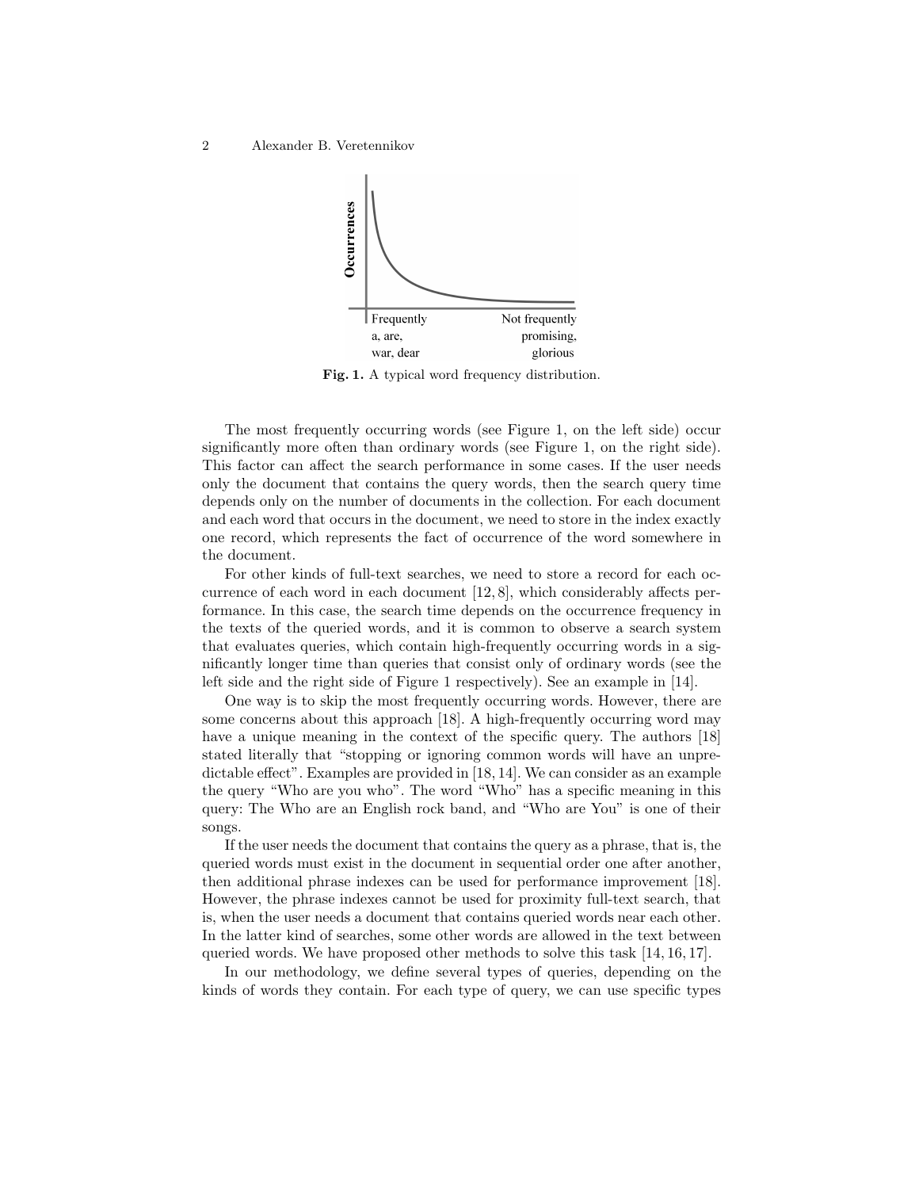Fig. 1. A typical word frequency distribution.

The most frequently occurring words (see Figure 1, on the left side) occur significantly more often than ordinary words (see Figure 1, on the right side). This factor can affect the search performance in some cases. If the user needs only the document that contains the query words, then the search query time depends only on the number of documents in the collection. For each document and each word that occurs in the document, we need to store in the index exactly one record, which represents the fact of occurrence of the word somewhere in the document.

For other kinds of full-text searches, we need to store a record for each occurrence of each word in each document [12, 8], which considerably affects performance. In this case, the search time depends on the occurrence frequency in the texts of the queried words, and it is common to observe a search system that evaluates queries, which contain high-frequently occurring words in a significantly longer time than queries that consist only of ordinary words (see the left side and the right side of Figure 1 respectively). See an example in [14].

One way is to skip the most frequently occurring words. However, there are some concerns about this approach [18]. A high-frequently occurring word may have a unique meaning in the context of the specific query. The authors [18] stated literally that "stopping or ignoring common words will have an unpredictable effect". Examples are provided in [18, 14]. We can consider as an example the query "Who are you who". The word "Who" has a specific meaning in this query: The Who are an English rock band, and "Who are You" is one of their songs.

If the user needs the document that contains the query as a phrase, that is, the queried words must exist in the document in sequential order one after another, then additional phrase indexes can be used for performance improvement [18]. However, the phrase indexes cannot be used for proximity full-text search, that is, when the user needs a document that contains queried words near each other. In the latter kind of searches, some other words are allowed in the text between queried words. We have proposed other methods to solve this task [14, 16, 17].

In our methodology, we define several types of queries, depending on the kinds of words they contain. For each type of query, we can use specific types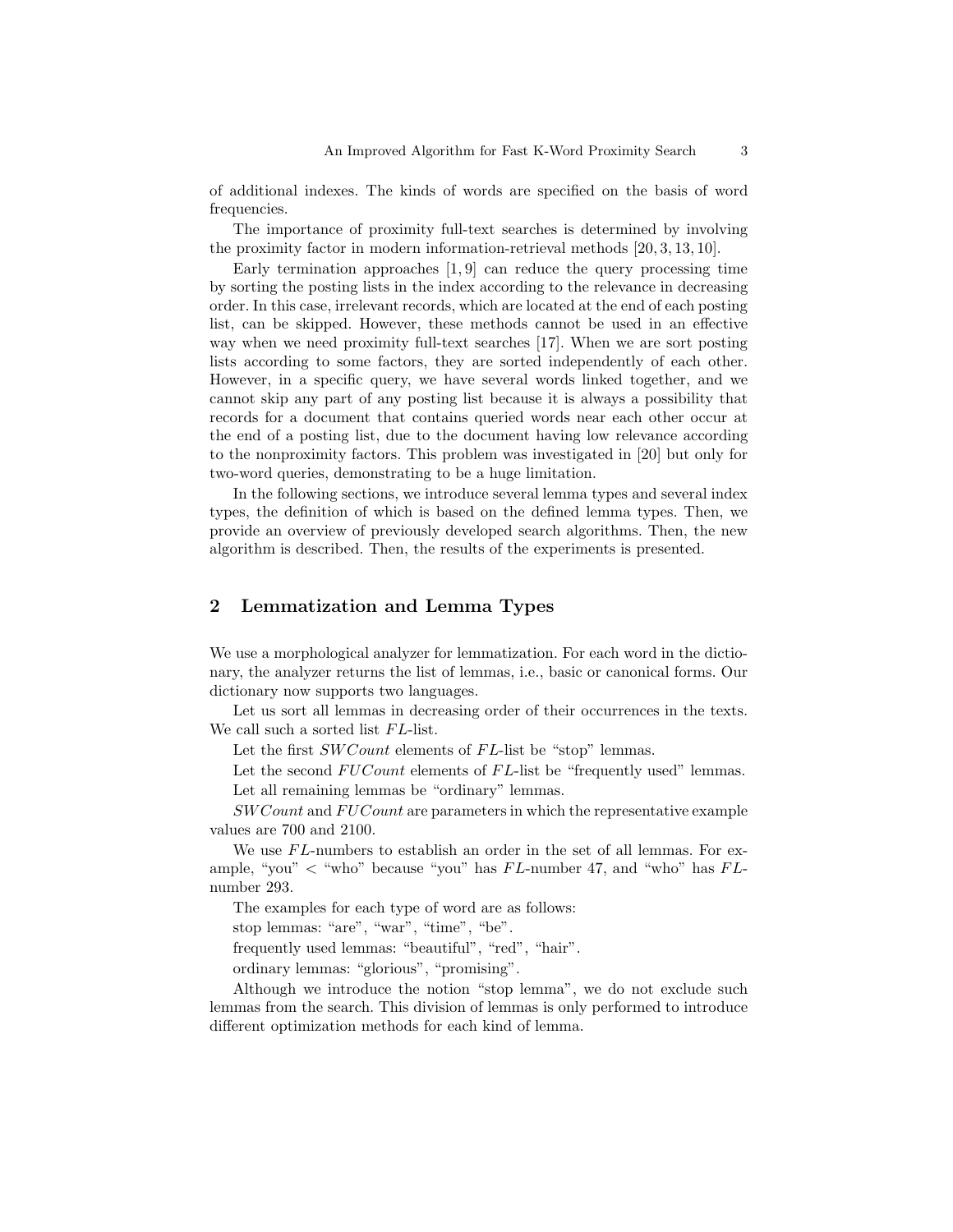of additional indexes. The kinds of words are specified on the basis of word frequencies.

The importance of proximity full-text searches is determined by involving the proximity factor in modern information-retrieval methods [20, 3, 13, 10].

Early termination approaches [1, 9] can reduce the query processing time by sorting the posting lists in the index according to the relevance in decreasing order. In this case, irrelevant records, which are located at the end of each posting list, can be skipped. However, these methods cannot be used in an effective way when we need proximity full-text searches [17]. When we are sort posting lists according to some factors, they are sorted independently of each other. However, in a specific query, we have several words linked together, and we cannot skip any part of any posting list because it is always a possibility that records for a document that contains queried words near each other occur at the end of a posting list, due to the document having low relevance according to the nonproximity factors. This problem was investigated in [20] but only for two-word queries, demonstrating to be a huge limitation.

In the following sections, we introduce several lemma types and several index types, the definition of which is based on the defined lemma types. Then, we provide an overview of previously developed search algorithms. Then, the new algorithm is described. Then, the results of the experiments is presented.

## 2 Lemmatization and Lemma Types

We use a morphological analyzer for lemmatization. For each word in the dictionary, the analyzer returns the list of lemmas, i.e., basic or canonical forms. Our dictionary now supports two languages.

Let us sort all lemmas in decreasing order of their occurrences in the texts. We call such a sorted list $FL$-list.

Let the first $SWCount$ elements of $FL$-list be "stop" lemmas.

Let the second $FUCount$ elements of $FL$-list be "frequently used" lemmas.

Let all remaining lemmas be "ordinary" lemmas.

$SWCount$ and $FUCount$ are parameters in which the representative example values are 700 and 2100.

We use $FL$-numbers to establish an order in the set of all lemmas. For example, "you" < "who" because "you" has $FL$-number 47, and "who" has $FL$-number 293.

The examples for each type of word are as follows:

stop lemmas: "are", "war", "time", "be".

frequently used lemmas: "beautiful", "red", "hair".

ordinary lemmas: "glorious", "promising".

Although we introduce the notion "stop lemma", we do not exclude such lemmas from the search. This division of lemmas is only performed to introduce different optimization methods for each kind of lemma.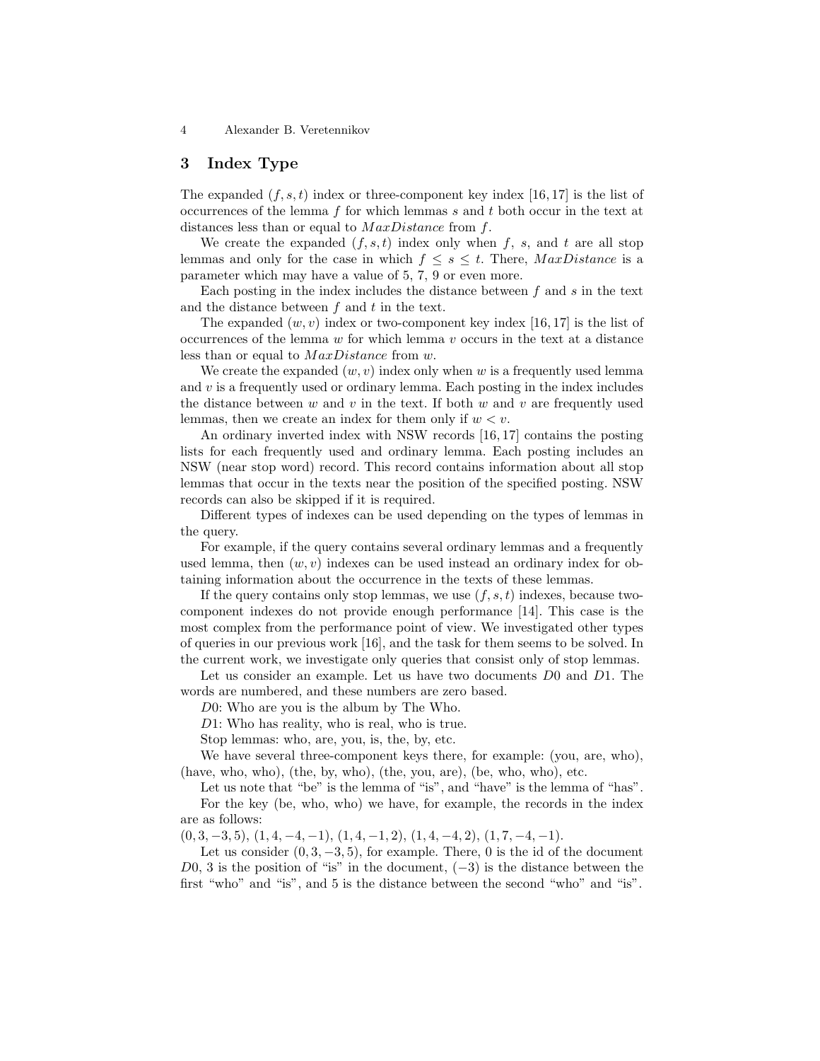## 3 Index Type

The expanded $(f, s, t)$ index or three-component key index [16, 17] is the list of occurrences of the lemma $f$ for which lemmas $s$ and $t$ both occur in the text at distances less than or equal to $MaxDistance$ from $f$.

We create the expanded $(f, s, t)$ index only when $f$, $s$, and $t$ are all stop lemmas and only for the case in which $f \leq s \leq t$. There, $MaxDistance$ is a parameter which may have a value of 5, 7, 9 or even more.

Each posting in the index includes the distance between $f$ and $s$ in the text and the distance between $f$ and $t$ in the text.

The expanded $(w, v)$ index or two-component key index [16, 17] is the list of occurrences of the lemma $w$ for which lemma $v$ occurs in the text at a distance less than or equal to $MaxDistance$ from $w$.

We create the expanded $(w, v)$ index only when $w$ is a frequently used lemma and $v$ is a frequently used or ordinary lemma. Each posting in the index includes the distance between $w$ and $v$ in the text. If both $w$ and $v$ are frequently used lemmas, then we create an index for them only if $w < v$.

An ordinary inverted index with NSW records [16, 17] contains the posting lists for each frequently used and ordinary lemma. Each posting includes an NSW (near stop word) record. This record contains information about all stop lemmas that occur in the texts near the position of the specified posting. NSW records can also be skipped if it is required.

Different types of indexes can be used depending on the types of lemmas in the query.

For example, if the query contains several ordinary lemmas and a frequently used lemma, then $(w, v)$ indexes can be used instead an ordinary index for obtaining information about the occurrence in the texts of these lemmas.

If the query contains only stop lemmas, we use $(f, s, t)$ indexes, because two-component indexes do not provide enough performance [14]. This case is the most complex from the performance point of view. We investigated other types of queries in our previous work [16], and the task for them seems to be solved. In the current work, we investigate only queries that consist only of stop lemmas.

Let us consider an example. Let us have two documents $D0$ and $D1$. The words are numbered, and these numbers are zero based.

$D0$: Who are you is the album by The Who.

$D1$: Who has reality, who is real, who is true.

Stop lemmas: who, are, you, is, the, by, etc.

We have several three-component keys there, for example: (you, are, who), (have, who, who), (the, by, who), (the, you, are), (be, who, who), etc.

Let us note that "be" is the lemma of "is", and "have" is the lemma of "has".

For the key (be, who, who) we have, for example, the records in the index are as follows:

$(0, 3, -3, 5)$, $(1, 4, -4, -1)$, $(1, 4, -1, 2)$, $(1, 4, -4, 2)$, $(1, 7, -4, -1)$.

Let us consider $(0, 3, -3, 5)$, for example. There, 0 is the id of the document $D0$, 3 is the position of "is" in the document, $(-3)$ is the distance between the first "who" and "is", and 5 is the distance between the second "who" and "is".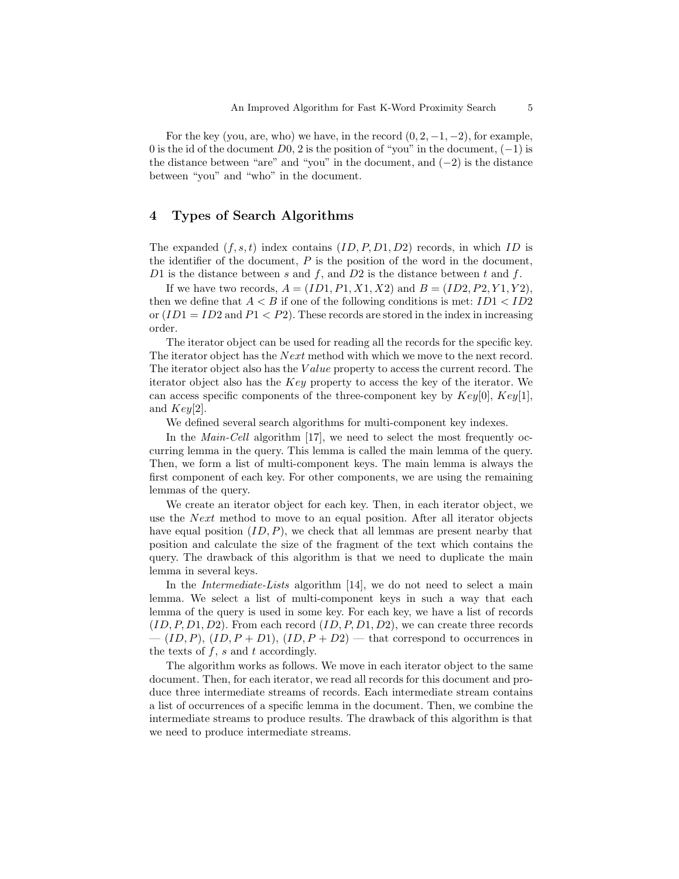For the key (you, are, who) we have, in the record $(0, 2, -1, -2)$, for example, 0 is the id of the document $D0$, 2 is the position of "you" in the document, $(-1)$ is the distance between "are" and "you" in the document, and $(-2)$ is the distance between "you" and "who" in the document.

## 4 Types of Search Algorithms

The expanded $(f, s, t)$ index contains $(ID, P, D1, D2)$ records, in which $ID$ is the identifier of the document, $P$ is the position of the word in the document, $D1$ is the distance between $s$ and $f$, and $D2$ is the distance between $t$ and $f$.

If we have two records, $A = (ID1, P1, X1, X2)$ and $B = (ID2, P2, Y1, Y2)$, then we define that $A < B$ if one of the following conditions is met: $ID1 < ID2$ or ($ID1 = ID2$ and $P1 < P2$). These records are stored in the index in increasing order.

The iterator object can be used for reading all the records for the specific key. The iterator object has the $Next$ method with which we move to the next record. The iterator object also has the $Value$ property to access the current record. The iterator object also has the $Key$ property to access the key of the iterator. We can access specific components of the three-component key by $Key[0]$, $Key[1]$, and $Key[2]$.

We defined several search algorithms for multi-component key indexes.

In the *Main-Cell* algorithm [17], we need to select the most frequently occurring lemma in the query. This lemma is called the main lemma of the query. Then, we form a list of multi-component keys. The main lemma is always the first component of each key. For other components, we are using the remaining lemmas of the query.

We create an iterator object for each key. Then, in each iterator object, we use the $Next$ method to move to an equal position. After all iterator objects have equal position $(ID, P)$, we check that all lemmas are present nearby that position and calculate the size of the fragment of the text which contains the query. The drawback of this algorithm is that we need to duplicate the main lemma in several keys.

In the *Intermediate-Lists* algorithm [14], we do not need to select a main lemma. We select a list of multi-component keys in such a way that each lemma of the query is used in some key. For each key, we have a list of records $(ID, P, D1, D2)$. From each record $(ID, P, D1, D2)$, we can create three records — $(ID, P)$, $(ID, P + D1)$, $(ID, P + D2)$ — that correspond to occurrences in the texts of $f$, $s$ and $t$ accordingly.

The algorithm works as follows. We move in each iterator object to the same document. Then, for each iterator, we read all records for this document and produce three intermediate streams of records. Each intermediate stream contains a list of occurrences of a specific lemma in the document. Then, we combine the intermediate streams to produce results. The drawback of this algorithm is that we need to produce intermediate streams.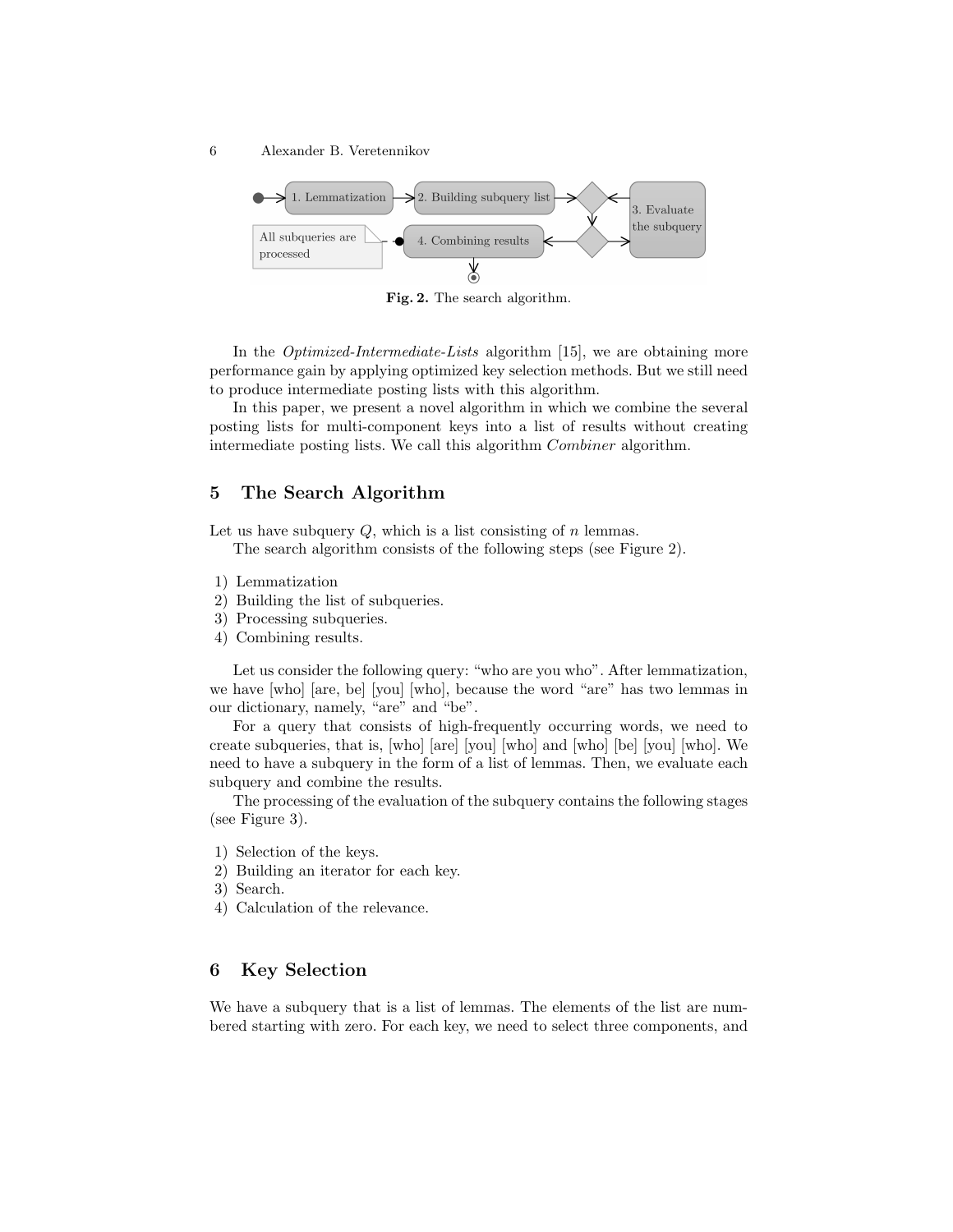Fig. 2. The search algorithm.

In the *Optimized-Intermediate-Lists* algorithm [15], we are obtaining more performance gain by applying optimized key selection methods. But we still need to produce intermediate posting lists with this algorithm.

In this paper, we present a novel algorithm in which we combine the several posting lists for multi-component keys into a list of results without creating intermediate posting lists. We call this algorithm *Combiner* algorithm.

## 5 The Search Algorithm

Let us have subquery $Q$, which is a list consisting of $n$ lemmas.

The search algorithm consists of the following steps (see Figure 2).

1) Lemmatization
2) Building the list of subqueries.
3) Processing subqueries.
4) Combining results.

Let us consider the following query: "who are you who". After lemmatization, we have [who] [are, be] [you] [who], because the word "are" has two lemmas in our dictionary, namely, "are" and "be".

For a query that consists of high-frequently occurring words, we need to create subqueries, that is, [who] [are] [you] [who] and [who] [be] [you] [who]. We need to have a subquery in the form of a list of lemmas. Then, we evaluate each subquery and combine the results.

The processing of the evaluation of the subquery contains the following stages (see Figure 3).

1) Selection of the keys.
2) Building an iterator for each key.
3) Search.
4) Calculation of the relevance.

## 6 Key Selection

We have a subquery that is a list of lemmas. The elements of the list are numbered starting with zero. For each key, we need to select three components, and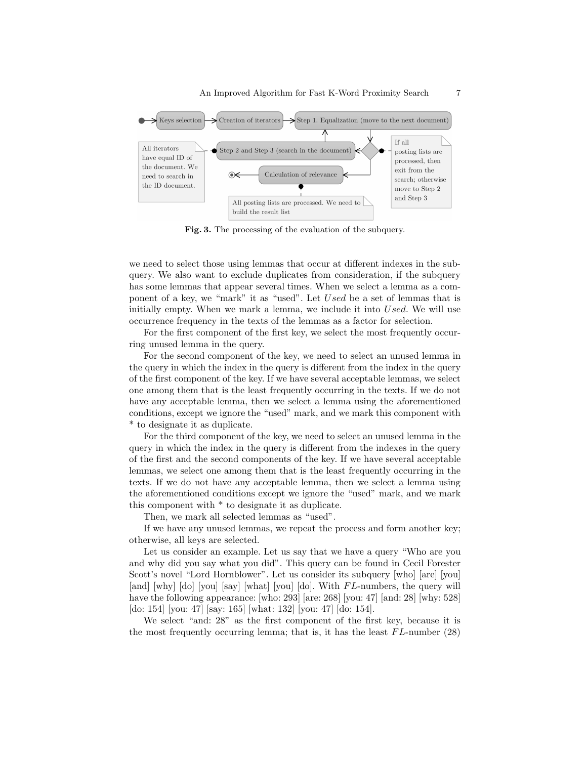Keys selection

Creation of iterators

Step 1. Equalization (move to the next document)

Step 2 and Step 3 (search in the document)

Calculation of relevance

All iterators have equal ID of the document. We need to search in the ID document.

If all posting lists are processed, then exit from the search; otherwise move to Step 2 and Step 3

All posting lists are processed. We need to build the result list

**Fig. 3.** The processing of the evaluation of the subquery.

we need to select those using lemmas that occur at different indexes in the subquery. We also want to exclude duplicates from consideration, if the subquery has some lemmas that appear several times. When we select a lemma as a component of a key, we "mark" it as "used". Let $Used$ be a set of lemmas that is initially empty. When we mark a lemma, we include it into $Used$. We will use occurrence frequency in the texts of the lemmas as a factor for selection.

For the first component of the first key, we select the most frequently occurring unused lemma in the query.

For the second component of the key, we need to select an unused lemma in the query in which the index in the query is different from the index in the query of the first component of the key. If we have several acceptable lemmas, we select one among them that is the least frequently occurring in the texts. If we do not have any acceptable lemma, then we select a lemma using the aforementioned conditions, except we ignore the "used" mark, and we mark this component with * to designate it as duplicate.

For the third component of the key, we need to select an unused lemma in the query in which the index in the query is different from the indexes in the query of the first and the second components of the key. If we have several acceptable lemmas, we select one among them that is the least frequently occurring in the texts. If we do not have any acceptable lemma, then we select a lemma using the aforementioned conditions except we ignore the "used" mark, and we mark this component with * to designate it as duplicate.

Then, we mark all selected lemmas as "used".

If we have any unused lemmas, we repeat the process and form another key; otherwise, all keys are selected.

Let us consider an example. Let us say that we have a query "Who are you and why did you say what you did". This query can be found in Cecil Forester Scott's novel "Lord Hornblower". Let us consider its subquery [who] [are] [you] [and] [why] [do] [you] [say] [what] [you] [do]. With $FL$-numbers, the query will have the following appearance: [who: 293] [are: 268] [you: 47] [and: 28] [why: 528] [do: 154] [you: 47] [say: 165] [what: 132] [you: 47] [do: 154].

We select "and: 28" as the first component of the first key, because it is the most frequently occurring lemma; that is, it has the least $FL$-number (28)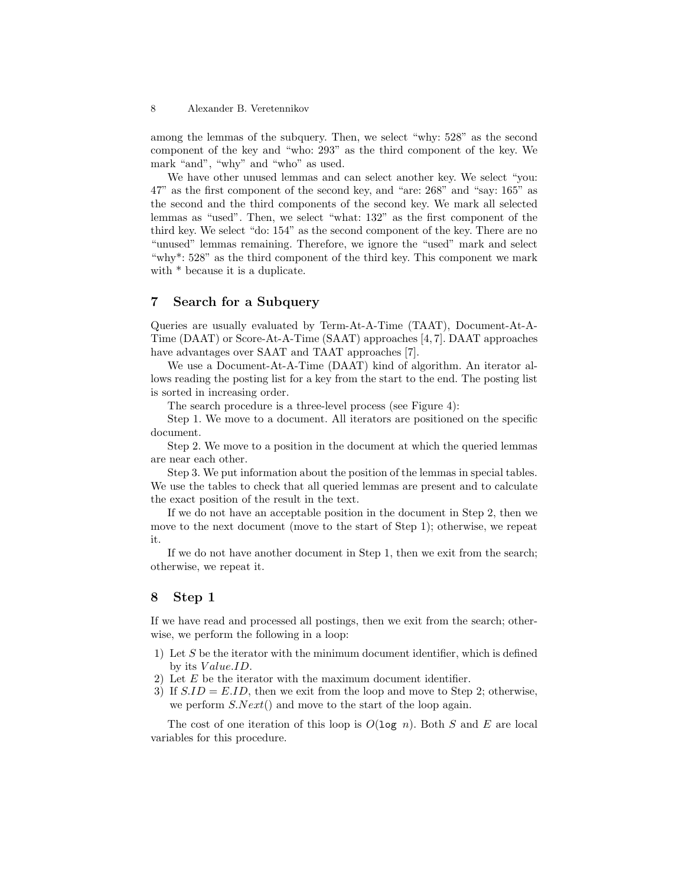among the lemmas of the subquery. Then, we select "why: 528" as the second component of the key and "who: 293" as the third component of the key. We mark "and", "why" and "who" as used.

We have other unused lemmas and can select another key. We select "you: 47" as the first component of the second key, and "are: 268" and "say: 165" as the second and the third components of the second key. We mark all selected lemmas as "used". Then, we select "what: 132" as the first component of the third key. We select "do: 154" as the second component of the key. There are no "unused" lemmas remaining. Therefore, we ignore the "used" mark and select "why*: 528" as the third component of the third key. This component we mark with * because it is a duplicate.

## 7 Search for a Subquery

Queries are usually evaluated by Term-At-A-Time (TAAT), Document-At-A-Time (DAAT) or Score-At-A-Time (SAAT) approaches [4, 7]. DAAT approaches have advantages over SAAT and TAAT approaches [7].

We use a Document-At-A-Time (DAAT) kind of algorithm. An iterator allows reading the posting list for a key from the start to the end. The posting list is sorted in increasing order.

The search procedure is a three-level process (see Figure 4):

Step 1. We move to a document. All iterators are positioned on the specific document.

Step 2. We move to a position in the document at which the queried lemmas are near each other.

Step 3. We put information about the position of the lemmas in special tables. We use the tables to check that all queried lemmas are present and to calculate the exact position of the result in the text.

If we do not have an acceptable position in the document in Step 2, then we move to the next document (move to the start of Step 1); otherwise, we repeat it.

If we do not have another document in Step 1, then we exit from the search; otherwise, we repeat it.

## 8 Step 1

If we have read and processed all postings, then we exit from the search; otherwise, we perform the following in a loop:

1) Let $S$ be the iterator with the minimum document identifier, which is defined by its $Value.ID$.
2) Let $E$ be the iterator with the maximum document identifier.
3) If $S.ID = E.ID$, then we exit from the loop and move to Step 2; otherwise, we perform $S.Next()$ and move to the start of the loop again.

The cost of one iteration of this loop is $O(\texttt{log}\ n)$. Both $S$ and $E$ are local variables for this procedure.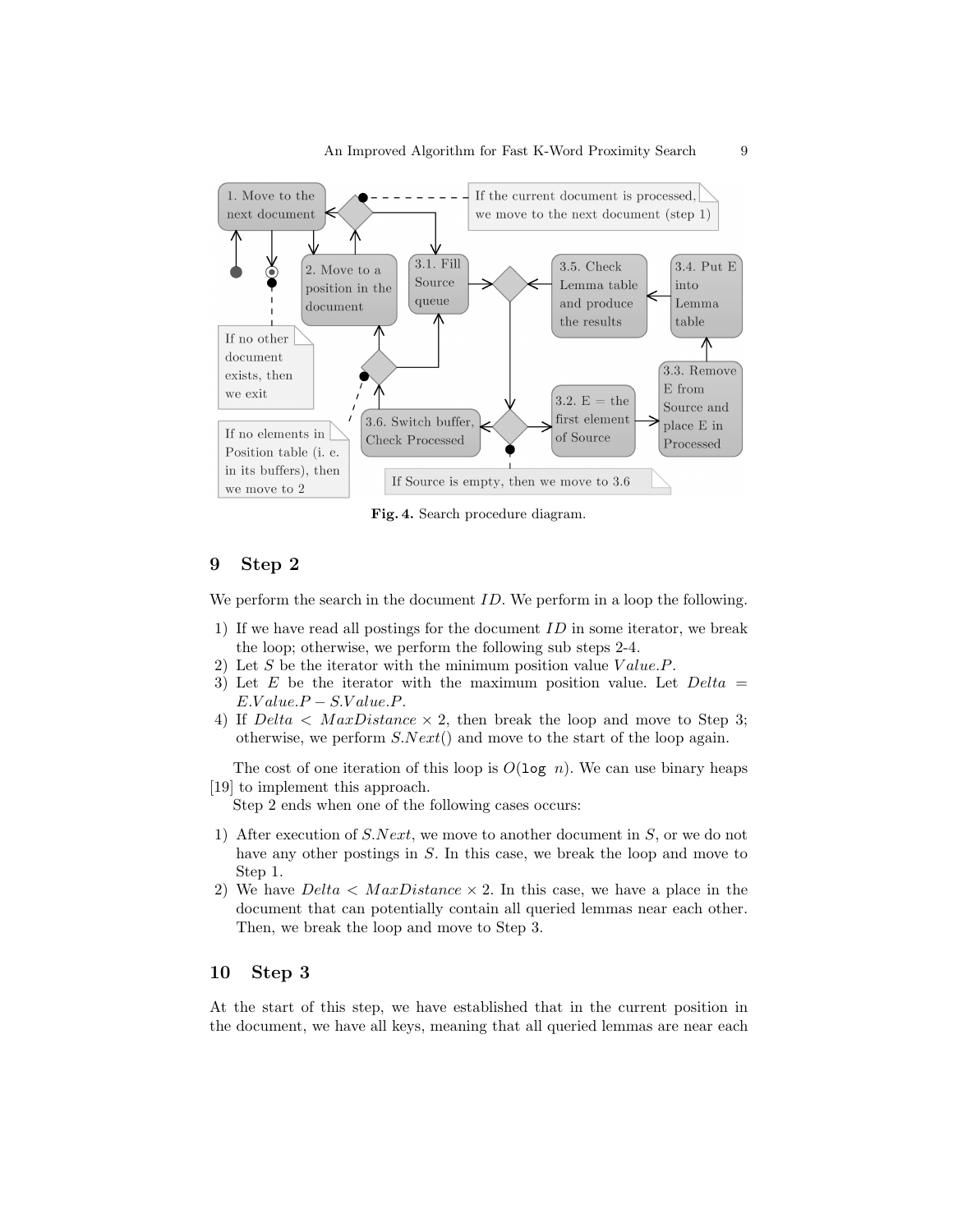Fig. 4. Search procedure diagram.

## 9 Step 2

We perform the search in the document $ID$. We perform in a loop the following.

1) If we have read all postings for the document $ID$ in some iterator, we break the loop; otherwise, we perform the following sub steps 2-4.
2) Let $S$ be the iterator with the minimum position value $Value.P$.
3) Let $E$ be the iterator with the maximum position value. Let $Delta = E.Value.P - S.Value.P$.
4) If $Delta < MaxDistance \times 2$, then break the loop and move to Step 3; otherwise, we perform $S.Next()$ and move to the start of the loop again.

The cost of one iteration of this loop is $O(\log\ n)$. We can use binary heaps [19] to implement this approach.

Step 2 ends when one of the following cases occurs:

1) After execution of $S.Next$, we move to another document in $S$, or we do not have any other postings in $S$. In this case, we break the loop and move to Step 1.
2) We have $Delta < MaxDistance \times 2$. In this case, we have a place in the document that can potentially contain all queried lemmas near each other. Then, we break the loop and move to Step 3.

## 10 Step 3

At the start of this step, we have established that in the current position in the document, we have all keys, meaning that all queried lemmas are near each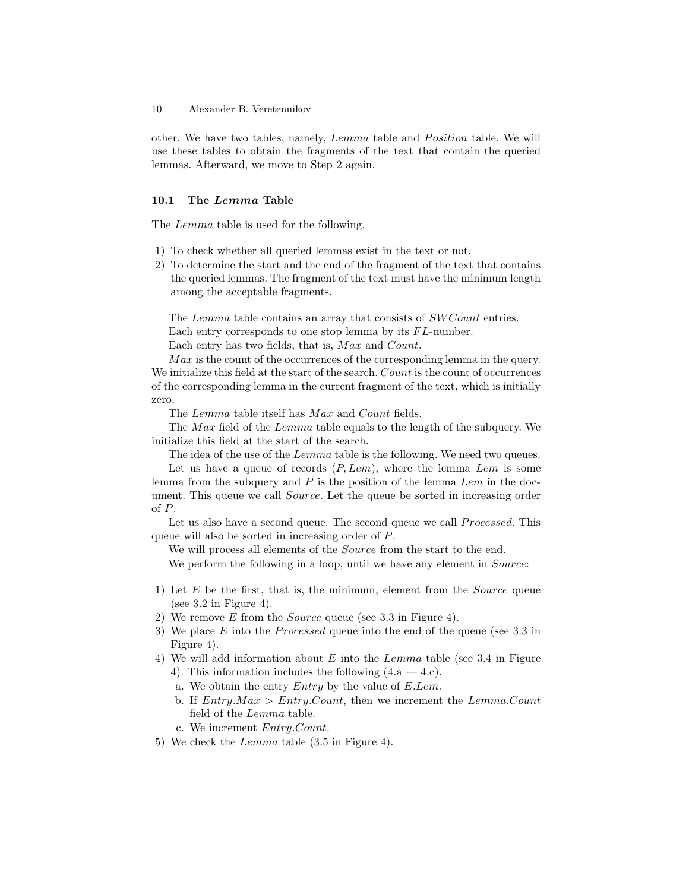other. We have two tables, namely, *Lemma* table and *Position* table. We will use these tables to obtain the fragments of the text that contain the queried lemmas. Afterward, we move to Step 2 again.

### 10.1 The *Lemma* Table

The *Lemma* table is used for the following.

1) To check whether all queried lemmas exist in the text or not.
2) To determine the start and the end of the fragment of the text that contains the queried lemmas. The fragment of the text must have the minimum length among the acceptable fragments.

The *Lemma* table contains an array that consists of *SWCount* entries.

Each entry corresponds to one stop lemma by its *FL*-number.

Each entry has two fields, that is, *Max* and *Count*.

*Max* is the count of the occurrences of the corresponding lemma in the query. We initialize this field at the start of the search. *Count* is the count of occurrences of the corresponding lemma in the current fragment of the text, which is initially zero.

The *Lemma* table itself has *Max* and *Count* fields.

The *Max* field of the *Lemma* table equals to the length of the subquery. We initialize this field at the start of the search.

The idea of the use of the *Lemma* table is the following. We need two queues.

Let us have a queue of records $(P, Lem)$, where the lemma *Lem* is some lemma from the subquery and *P* is the position of the lemma *Lem* in the document. This queue we call *Source*. Let the queue be sorted in increasing order of *P*.

Let us also have a second queue. The second queue we call *Processed*. This queue will also be sorted in increasing order of *P*.

We will process all elements of the *Source* from the start to the end.

We perform the following in a loop, until we have any element in *Source*:

1) Let *E* be the first, that is, the minimum, element from the *Source* queue (see 3.2 in Figure 4).
2) We remove *E* from the *Source* queue (see 3.3 in Figure 4).
3) We place *E* into the *Processed* queue into the end of the queue (see 3.3 in Figure 4).
4) We will add information about *E* into the *Lemma* table (see 3.4 in Figure 4). This information includes the following (4.a — 4.c).
   a. We obtain the entry *Entry* by the value of *E.Lem*.
   b. If $Entry.Max > Entry.Count$, then we increment the *Lemma.Count* field of the *Lemma* table.
   c. We increment *Entry.Count*.
5) We check the *Lemma* table (3.5 in Figure 4).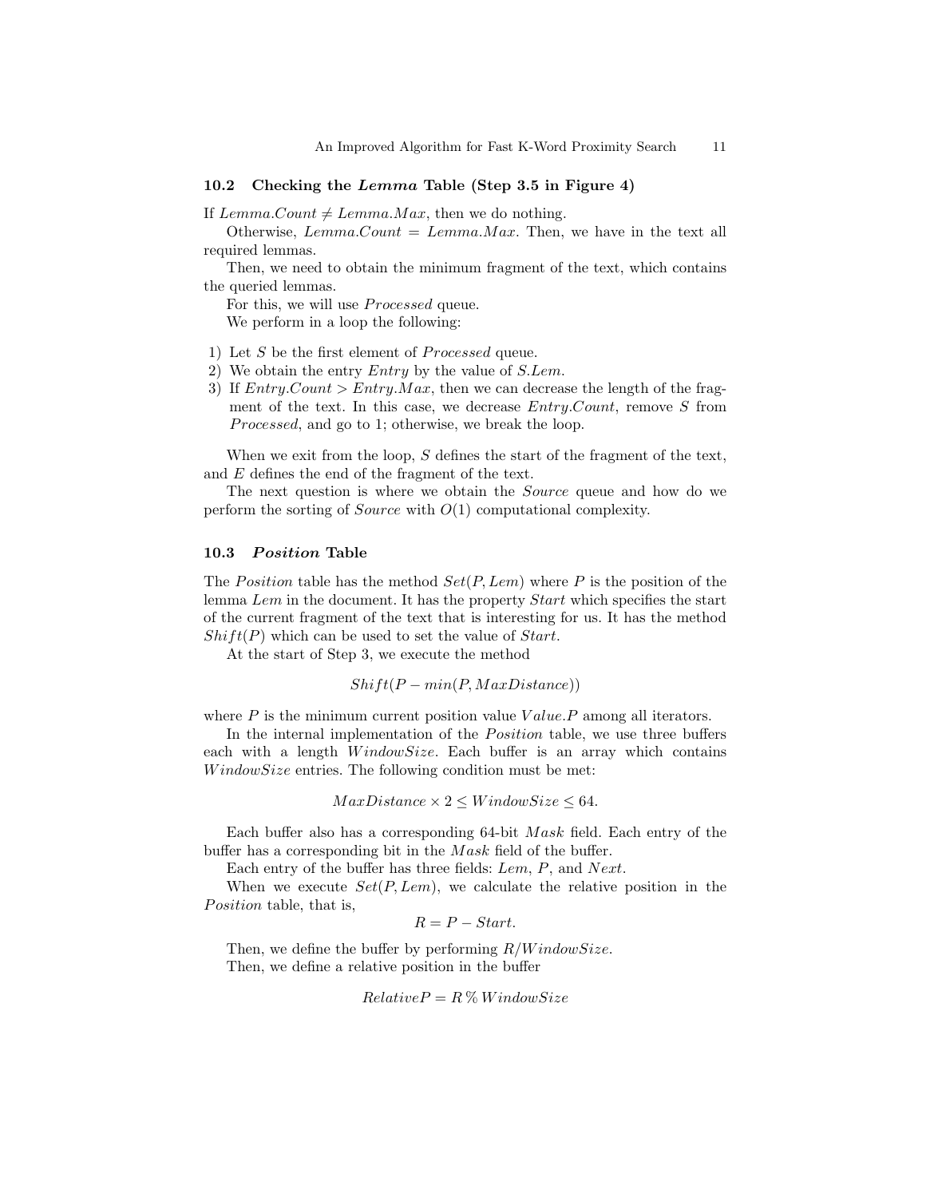### 10.2 Checking the *Lemma* Table (Step 3.5 in Figure 4)

If $Lemma.Count \neq Lemma.Max$, then we do nothing.

Otherwise, $Lemma.Count = Lemma.Max$. Then, we have in the text all required lemmas.

Then, we need to obtain the minimum fragment of the text, which contains the queried lemmas.

For this, we will use *Processed* queue.

We perform in a loop the following:

1) Let $S$ be the first element of *Processed* queue.
2) We obtain the entry *Entry* by the value of $S.Lem$.
3) If $Entry.Count > Entry.Max$, then we can decrease the length of the fragment of the text. In this case, we decrease $Entry.Count$, remove $S$ from *Processed*, and go to 1; otherwise, we break the loop.

When we exit from the loop, $S$ defines the start of the fragment of the text, and $E$ defines the end of the fragment of the text.

The next question is where we obtain the *Source* queue and how do we perform the sorting of *Source* with $O(1)$ computational complexity.

### 10.3 *Position* Table

The *Position* table has the method $Set(P, Lem)$ where $P$ is the position of the lemma $Lem$ in the document. It has the property *Start* which specifies the start of the current fragment of the text that is interesting for us. It has the method $Shift(P)$ which can be used to set the value of *Start*.

At the start of Step 3, we execute the method

$$Shift(P - min(P, MaxDistance))$$

where $P$ is the minimum current position value $Value.P$ among all iterators.

In the internal implementation of the *Position* table, we use three buffers each with a length $WindowSize$. Each buffer is an array which contains $WindowSize$ entries. The following condition must be met:

$$MaxDistance \times 2 \leq WindowSize \leq 64.$$

Each buffer also has a corresponding 64-bit $Mask$ field. Each entry of the buffer has a corresponding bit in the $Mask$ field of the buffer.

Each entry of the buffer has three fields: $Lem$, $P$, and $Next$.

When we execute $Set(P, Lem)$, we calculate the relative position in the *Position* table, that is,

$$R = P - Start.$$

Then, we define the buffer by performing $R/WindowSize$.

Then, we define a relative position in the buffer

$$RelativeP = R \,\%\, WindowSize$$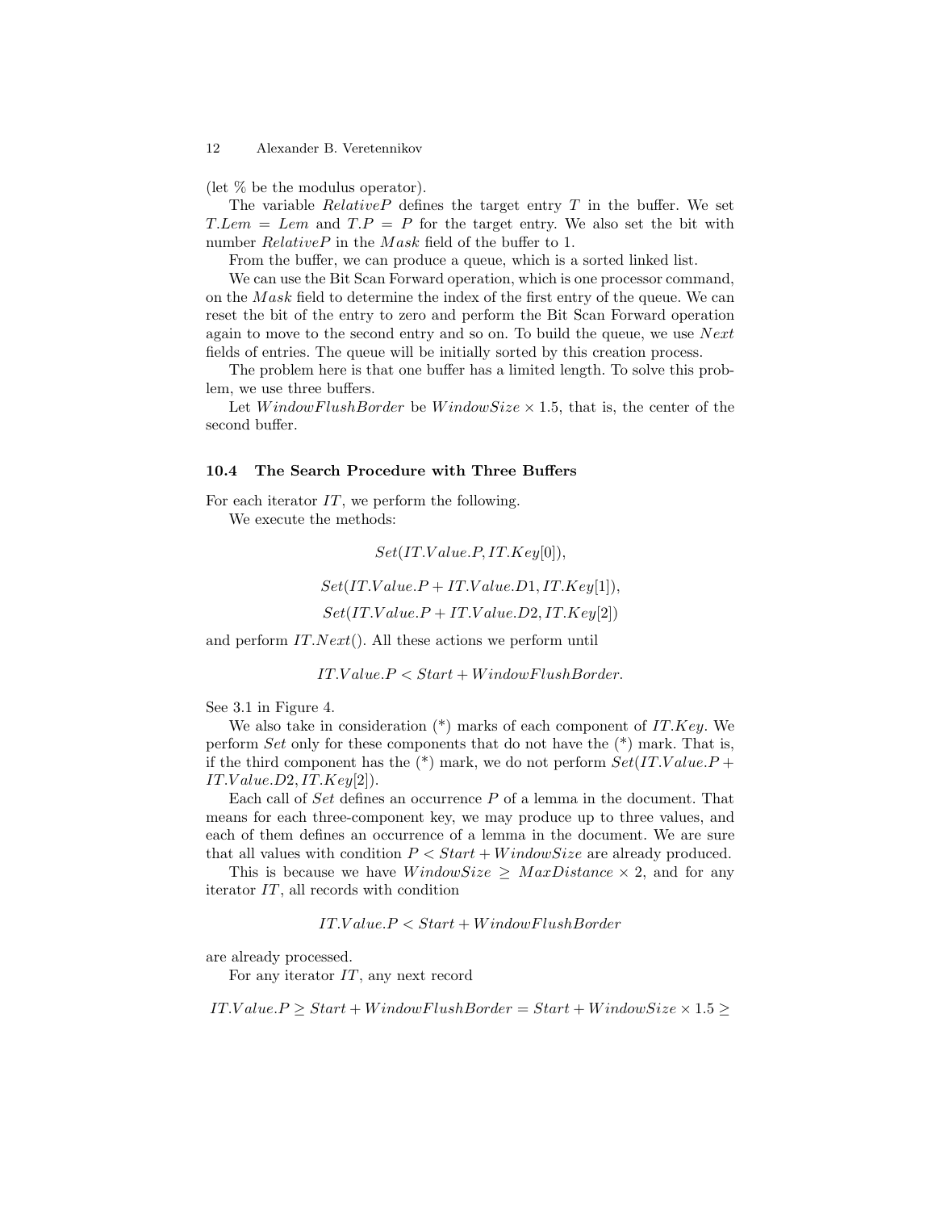(let % be the modulus operator).

The variable $RelativeP$ defines the target entry $T$ in the buffer. We set $T.Lem = Lem$ and $T.P = P$ for the target entry. We also set the bit with number $RelativeP$ in the $Mask$ field of the buffer to 1.

From the buffer, we can produce a queue, which is a sorted linked list.

We can use the Bit Scan Forward operation, which is one processor command, on the $Mask$ field to determine the index of the first entry of the queue. We can reset the bit of the entry to zero and perform the Bit Scan Forward operation again to move to the second entry and so on. To build the queue, we use $Next$ fields of entries. The queue will be initially sorted by this creation process.

The problem here is that one buffer has a limited length. To solve this problem, we use three buffers.

Let $WindowFlushBorder$ be $WindowSize \times 1.5$, that is, the center of the second buffer.

### 10.4 The Search Procedure with Three Buffers

For each iterator $IT$, we perform the following.

We execute the methods:

$$Set(IT.Value.P, IT.Key[0]),$$

$$Set(IT.Value.P + IT.Value.D1, IT.Key[1]),$$

$$Set(IT.Value.P + IT.Value.D2, IT.Key[2])$$

and perform $IT.Next()$. All these actions we perform until

$$IT.Value.P < Start + WindowFlushBorder.$$

See 3.1 in Figure 4.

We also take in consideration (*) marks of each component of $IT.Key$. We perform $Set$ only for these components that do not have the (*) mark. That is, if the third component has the (*) mark, we do not perform $Set(IT.Value.P + IT.Value.D2, IT.Key[2])$.

Each call of $Set$ defines an occurrence $P$ of a lemma in the document. That means for each three-component key, we may produce up to three values, and each of them defines an occurrence of a lemma in the document. We are sure that all values with condition $P < Start + WindowSize$ are already produced.

This is because we have $WindowSize \geq MaxDistance \times 2$, and for any iterator $IT$, all records with condition

$$IT.Value.P < Start + WindowFlushBorder$$

are already processed.

For any iterator $IT$, any next record

$$IT.Value.P \geq Start + WindowFlushBorder = Start + WindowSize \times 1.5 \geq$$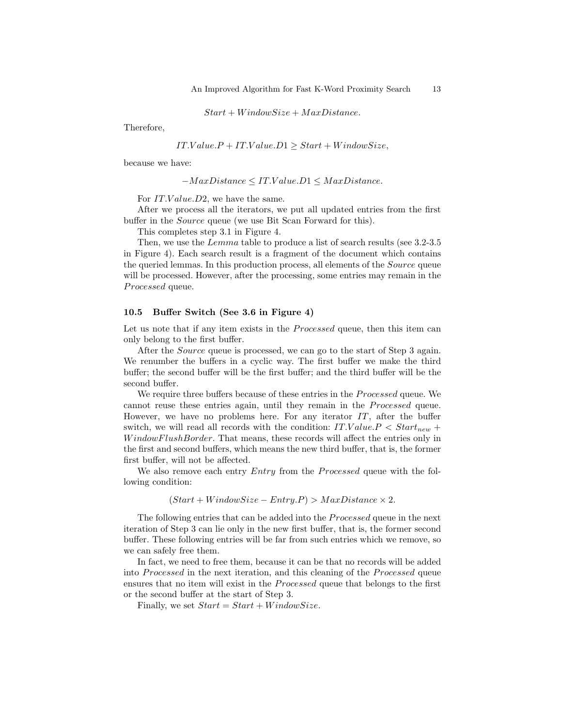$$Start + WindowSize + MaxDistance.$$

Therefore,

$$IT.Value.P + IT.Value.D1 \geq Start + WindowSize,$$

because we have:

$$-MaxDistance \leq IT.Value.D1 \leq MaxDistance.$$

For $IT.Value.D2$, we have the same.

After we process all the iterators, we put all updated entries from the first buffer in the *Source* queue (we use Bit Scan Forward for this).

This completes step 3.1 in Figure 4.

Then, we use the *Lemma* table to produce a list of search results (see 3.2-3.5 in Figure 4). Each search result is a fragment of the document which contains the queried lemmas. In this production process, all elements of the *Source* queue will be processed. However, after the processing, some entries may remain in the *Processed* queue.

### 10.5 Buffer Switch (See 3.6 in Figure 4)

Let us note that if any item exists in the *Processed* queue, then this item can only belong to the first buffer.

After the *Source* queue is processed, we can go to the start of Step 3 again. We renumber the buffers in a cyclic way. The first buffer we make the third buffer; the second buffer will be the first buffer; and the third buffer will be the second buffer.

We require three buffers because of these entries in the *Processed* queue. We cannot reuse these entries again, until they remain in the *Processed* queue. However, we have no problems here. For any iterator $IT$, after the buffer switch, we will read all records with the condition: $IT.Value.P < Start_{new} + WindowFlushBorder$. That means, these records will affect the entries only in the first and second buffers, which means the new third buffer, that is, the former first buffer, will not be affected.

We also remove each entry $Entry$ from the *Processed* queue with the following condition:

$$(Start + WindowSize - Entry.P) > MaxDistance \times 2.$$

The following entries that can be added into the *Processed* queue in the next iteration of Step 3 can lie only in the new first buffer, that is, the former second buffer. These following entries will be far from such entries which we remove, so we can safely free them.

In fact, we need to free them, because it can be that no records will be added into *Processed* in the next iteration, and this cleaning of the *Processed* queue ensures that no item will exist in the *Processed* queue that belongs to the first or the second buffer at the start of Step 3.

Finally, we set $Start = Start + WindowSize$.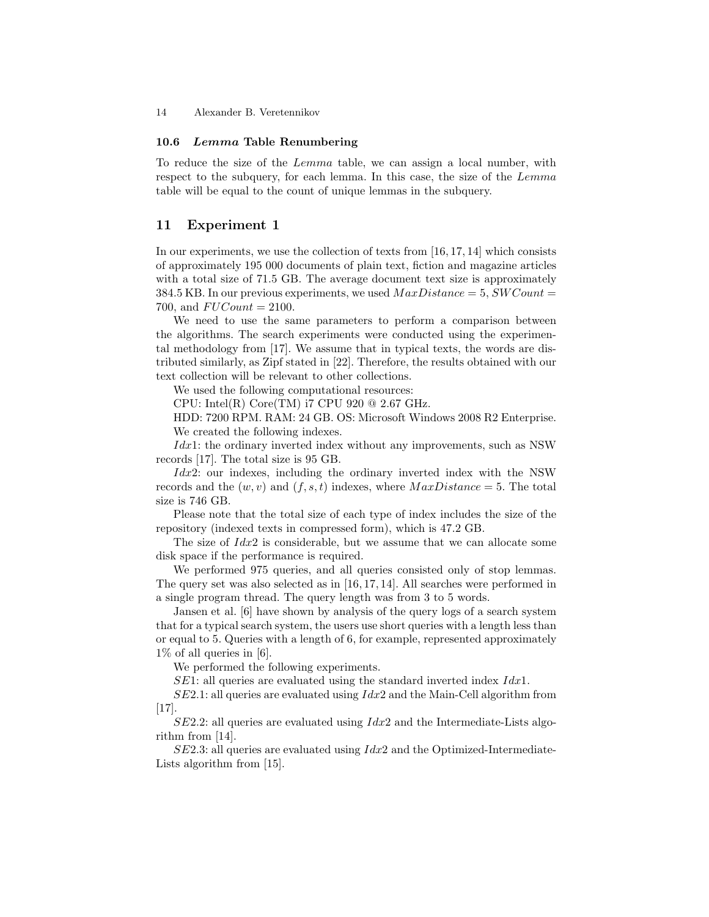### 10.6 *Lemma* Table Renumbering

To reduce the size of the *Lemma* table, we can assign a local number, with respect to the subquery, for each lemma. In this case, the size of the *Lemma* table will be equal to the count of unique lemmas in the subquery.

## 11 Experiment 1

In our experiments, we use the collection of texts from [16, 17, 14] which consists of approximately 195 000 documents of plain text, fiction and magazine articles with a total size of 71.5 GB. The average document text size is approximately 384.5 KB. In our previous experiments, we used $MaxDistance = 5$, $SWCount = 700$, and $FUCount = 2100$.

We need to use the same parameters to perform a comparison between the algorithms. The search experiments were conducted using the experimental methodology from [17]. We assume that in typical texts, the words are distributed similarly, as Zipf stated in [22]. Therefore, the results obtained with our text collection will be relevant to other collections.

We used the following computational resources:

CPU: Intel(R) Core(TM) i7 CPU 920 @ 2.67 GHz.

HDD: 7200 RPM. RAM: 24 GB. OS: Microsoft Windows 2008 R2 Enterprise.

We created the following indexes.

$Idx1$: the ordinary inverted index without any improvements, such as NSW records [17]. The total size is 95 GB.

$Idx2$: our indexes, including the ordinary inverted index with the NSW records and the $(w, v)$ and $(f, s, t)$ indexes, where $MaxDistance = 5$. The total size is 746 GB.

Please note that the total size of each type of index includes the size of the repository (indexed texts in compressed form), which is 47.2 GB.

The size of $Idx2$ is considerable, but we assume that we can allocate some disk space if the performance is required.

We performed 975 queries, and all queries consisted only of stop lemmas. The query set was also selected as in [16, 17, 14]. All searches were performed in a single program thread. The query length was from 3 to 5 words.

Jansen et al. [6] have shown by analysis of the query logs of a search system that for a typical search system, the users use short queries with a length less than or equal to 5. Queries with a length of 6, for example, represented approximately 1% of all queries in [6].

We performed the following experiments.

$SE1$: all queries are evaluated using the standard inverted index $Idx1$.

$SE2.1$: all queries are evaluated using $Idx2$ and the Main-Cell algorithm from [17].

$SE2.2$: all queries are evaluated using $Idx2$ and the Intermediate-Lists algorithm from [14].

$SE2.3$: all queries are evaluated using $Idx2$ and the Optimized-Intermediate-Lists algorithm from [15].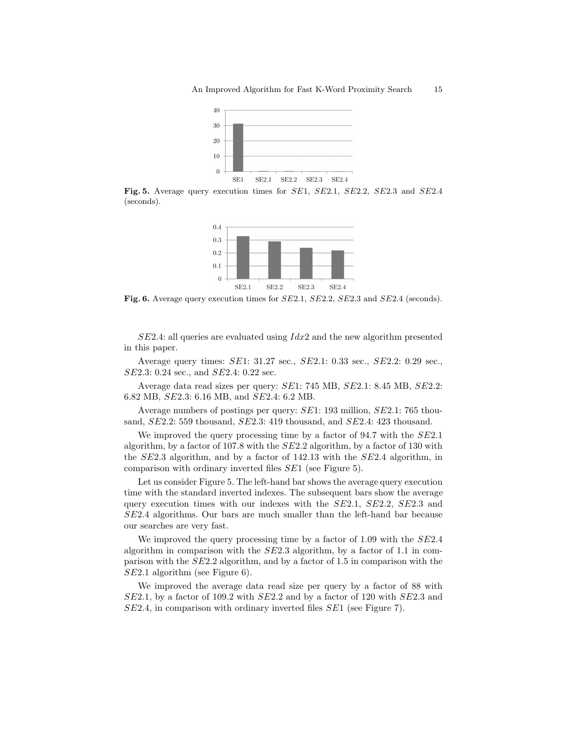Fig. 5. Average query execution times for $SE1$, $SE2.1$, $SE2.2$, $SE2.3$ and $SE2.4$ (seconds).

Fig. 6. Average query execution times for $SE2.1$, $SE2.2$, $SE2.3$ and $SE2.4$ (seconds).

$SE2.4$: all queries are evaluated using $Idx2$ and the new algorithm presented in this paper.

Average query times: $SE1$: 31.27 sec., $SE2.1$: 0.33 sec., $SE2.2$: 0.29 sec., $SE2.3$: 0.24 sec., and $SE2.4$: 0.22 sec.

Average data read sizes per query: $SE1$: 745 MB, $SE2.1$: 8.45 MB, $SE2.2$: 6.82 MB, $SE2.3$: 6.16 MB, and $SE2.4$: 6.2 MB.

Average numbers of postings per query: $SE1$: 193 million, $SE2.1$: 765 thousand, $SE2.2$: 559 thousand, $SE2.3$: 419 thousand, and $SE2.4$: 423 thousand.

We improved the query processing time by a factor of 94.7 with the $SE2.1$ algorithm, by a factor of 107.8 with the $SE2.2$ algorithm, by a factor of 130 with the $SE2.3$ algorithm, and by a factor of 142.13 with the $SE2.4$ algorithm, in comparison with ordinary inverted files $SE1$ (see Figure 5).

Let us consider Figure 5. The left-hand bar shows the average query execution time with the standard inverted indexes. The subsequent bars show the average query execution times with our indexes with the $SE2.1$, $SE2.2$, $SE2.3$ and $SE2.4$ algorithms. Our bars are much smaller than the left-hand bar because our searches are very fast.

We improved the query processing time by a factor of 1.09 with the $SE2.4$ algorithm in comparison with the $SE2.3$ algorithm, by a factor of 1.1 in comparison with the $SE2.2$ algorithm, and by a factor of 1.5 in comparison with the $SE2.1$ algorithm (see Figure 6).

We improved the average data read size per query by a factor of 88 with $SE2.1$, by a factor of 109.2 with $SE2.2$ and by a factor of 120 with $SE2.3$ and $SE2.4$, in comparison with ordinary inverted files $SE1$ (see Figure 7).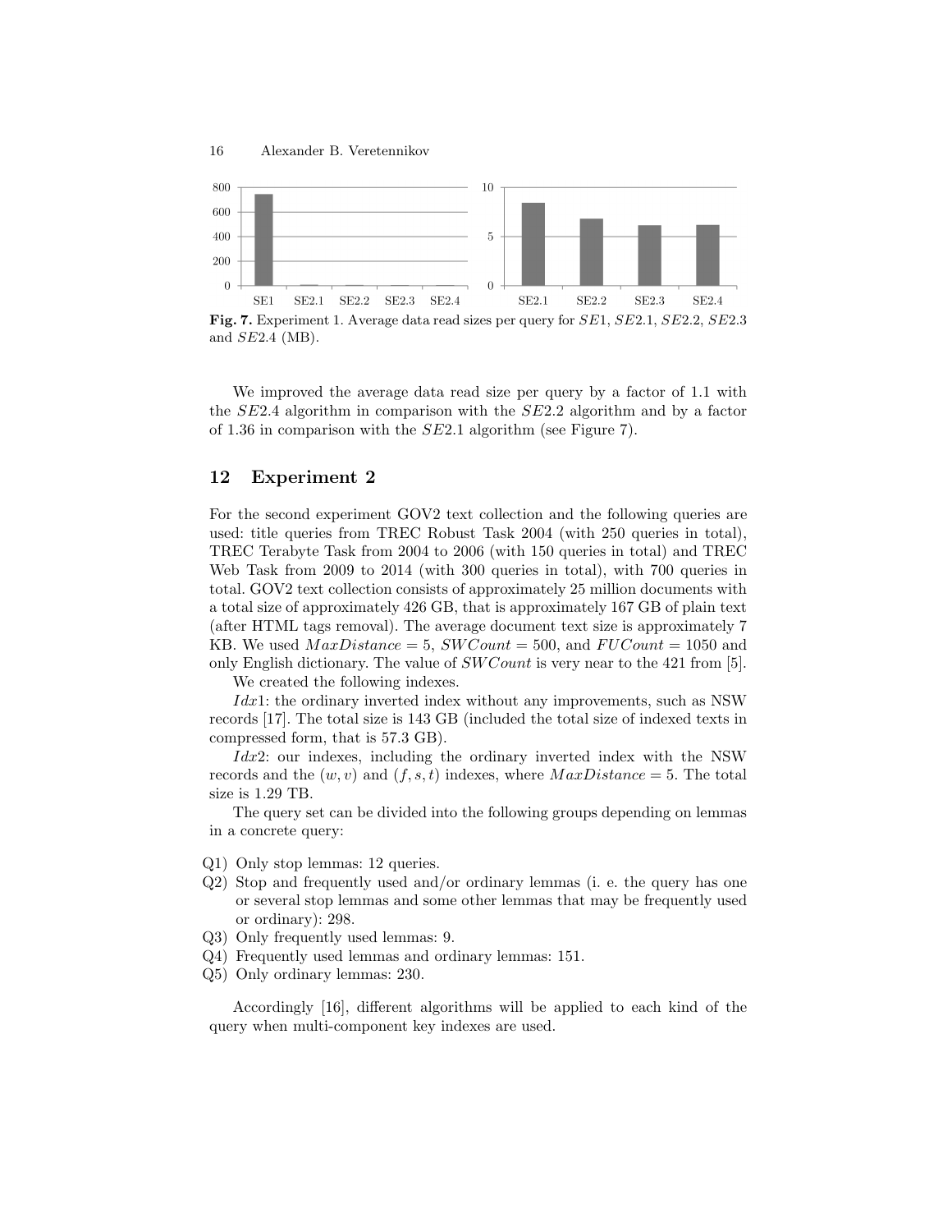Fig. 7. Experiment 1. Average data read sizes per query for $SE1$, $SE2.1$, $SE2.2$, $SE2.3$ and $SE2.4$ (MB).

We improved the average data read size per query by a factor of 1.1 with the $SE2.4$ algorithm in comparison with the $SE2.2$ algorithm and by a factor of 1.36 in comparison with the $SE2.1$ algorithm (see Figure 7).

## 12 Experiment 2

For the second experiment GOV2 text collection and the following queries are used: title queries from TREC Robust Task 2004 (with 250 queries in total), TREC Terabyte Task from 2004 to 2006 (with 150 queries in total) and TREC Web Task from 2009 to 2014 (with 300 queries in total), with 700 queries in total. GOV2 text collection consists of approximately 25 million documents with a total size of approximately 426 GB, that is approximately 167 GB of plain text (after HTML tags removal). The average document text size is approximately 7 KB. We used $MaxDistance = 5$, $SWCount = 500$, and $FUCount = 1050$ and only English dictionary. The value of $SWCount$ is very near to the 421 from [5].

We created the following indexes.

$Idx1$: the ordinary inverted index without any improvements, such as NSW records [17]. The total size is 143 GB (included the total size of indexed texts in compressed form, that is 57.3 GB).

$Idx2$: our indexes, including the ordinary inverted index with the NSW records and the $(w, v)$ and $(f, s, t)$ indexes, where $MaxDistance = 5$. The total size is 1.29 TB.

The query set can be divided into the following groups depending on lemmas in a concrete query:

- Q1) Only stop lemmas: 12 queries.
- Q2) Stop and frequently used and/or ordinary lemmas (i. e. the query has one or several stop lemmas and some other lemmas that may be frequently used or ordinary): 298.
- Q3) Only frequently used lemmas: 9.
- Q4) Frequently used lemmas and ordinary lemmas: 151.
- Q5) Only ordinary lemmas: 230.

Accordingly [16], different algorithms will be applied to each kind of the query when multi-component key indexes are used.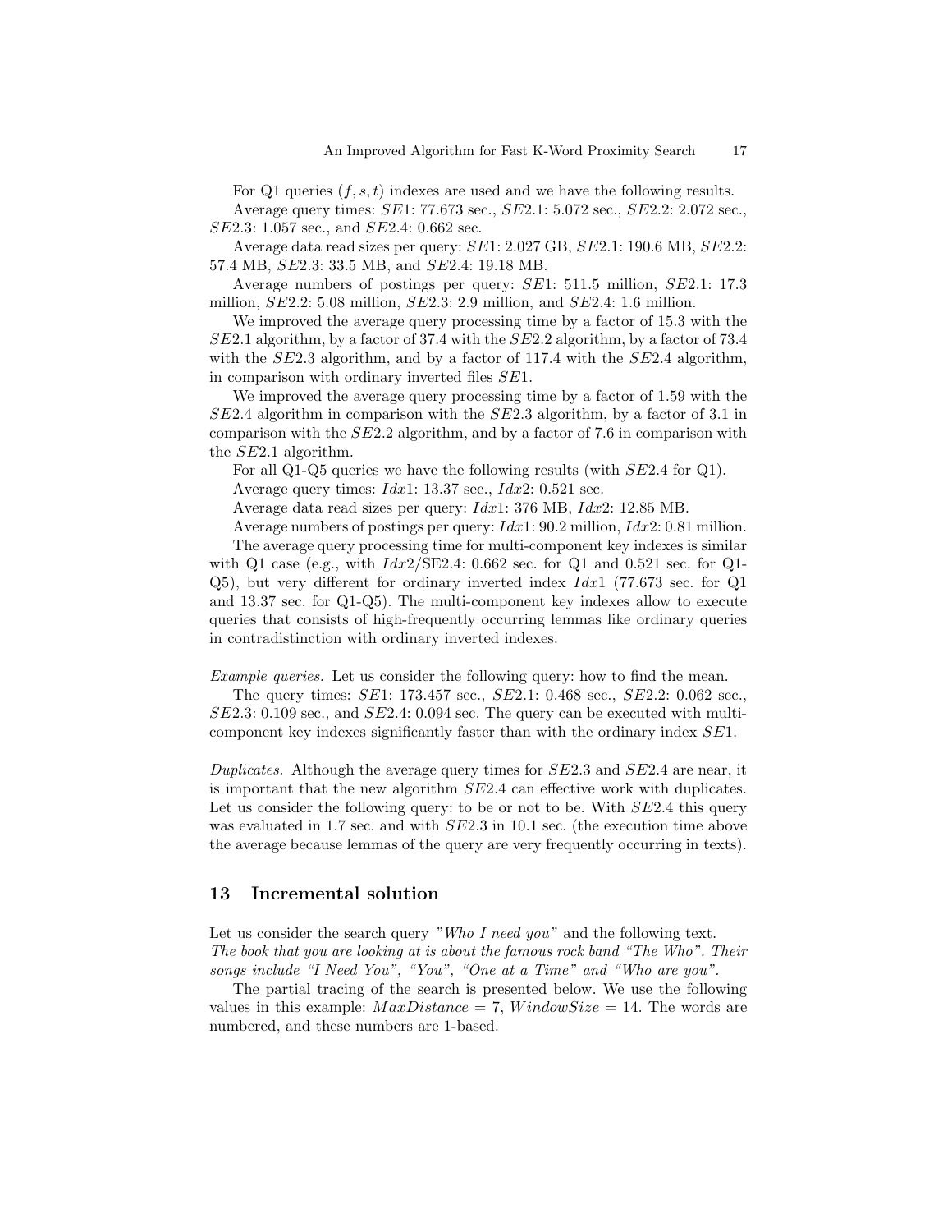For Q1 queries $(f, s, t)$ indexes are used and we have the following results.

Average query times: $SE1$: 77.673 sec., $SE2.1$: 5.072 sec., $SE2.2$: 2.072 sec., $SE2.3$: 1.057 sec., and $SE2.4$: 0.662 sec.

Average data read sizes per query: $SE1$: 2.027 GB, $SE2.1$: 190.6 MB, $SE2.2$: 57.4 MB, $SE2.3$: 33.5 MB, and $SE2.4$: 19.18 MB.

Average numbers of postings per query: $SE1$: 511.5 million, $SE2.1$: 17.3 million, $SE2.2$: 5.08 million, $SE2.3$: 2.9 million, and $SE2.4$: 1.6 million.

We improved the average query processing time by a factor of 15.3 with the $SE2.1$ algorithm, by a factor of 37.4 with the $SE2.2$ algorithm, by a factor of 73.4 with the $SE2.3$ algorithm, and by a factor of 117.4 with the $SE2.4$ algorithm, in comparison with ordinary inverted files $SE1$.

We improved the average query processing time by a factor of 1.59 with the $SE2.4$ algorithm in comparison with the $SE2.3$ algorithm, by a factor of 3.1 in comparison with the $SE2.2$ algorithm, and by a factor of 7.6 in comparison with the $SE2.1$ algorithm.

For all Q1-Q5 queries we have the following results (with $SE2.4$ for Q1).

Average query times: $Idx1$: 13.37 sec., $Idx2$: 0.521 sec.

Average data read sizes per query: $Idx1$: 376 MB, $Idx2$: 12.85 MB.

Average numbers of postings per query: $Idx1$: 90.2 million, $Idx2$: 0.81 million.

The average query processing time for multi-component key indexes is similar with Q1 case (e.g., with $Idx2$/SE2.4: 0.662 sec. for Q1 and 0.521 sec. for Q1-Q5), but very different for ordinary inverted index $Idx1$ (77.673 sec. for Q1 and 13.37 sec. for Q1-Q5). The multi-component key indexes allow to execute queries that consists of high-frequently occurring lemmas like ordinary queries in contradistinction with ordinary inverted indexes.

*Example queries.* Let us consider the following query: how to find the mean.

The query times: $SE1$: 173.457 sec., $SE2.1$: 0.468 sec., $SE2.2$: 0.062 sec., $SE2.3$: 0.109 sec., and $SE2.4$: 0.094 sec. The query can be executed with multi-component key indexes significantly faster than with the ordinary index $SE1$.

*Duplicates.* Although the average query times for $SE2.3$ and $SE2.4$ are near, it is important that the new algorithm $SE2.4$ can effective work with duplicates. Let us consider the following query: to be or not to be. With $SE2.4$ this query was evaluated in 1.7 sec. and with $SE2.3$ in 10.1 sec. (the execution time above the average because lemmas of the query are very frequently occurring in texts).

## 13 Incremental solution

Let us consider the search query *"Who I need you"* and the following text.
*The book that you are looking at is about the famous rock band "The Who". Their songs include "I Need You", "You", "One at a Time" and "Who are you".*

The partial tracing of the search is presented below. We use the following values in this example: $MaxDistance = 7$, $WindowSize = 14$. The words are numbered, and these numbers are 1-based.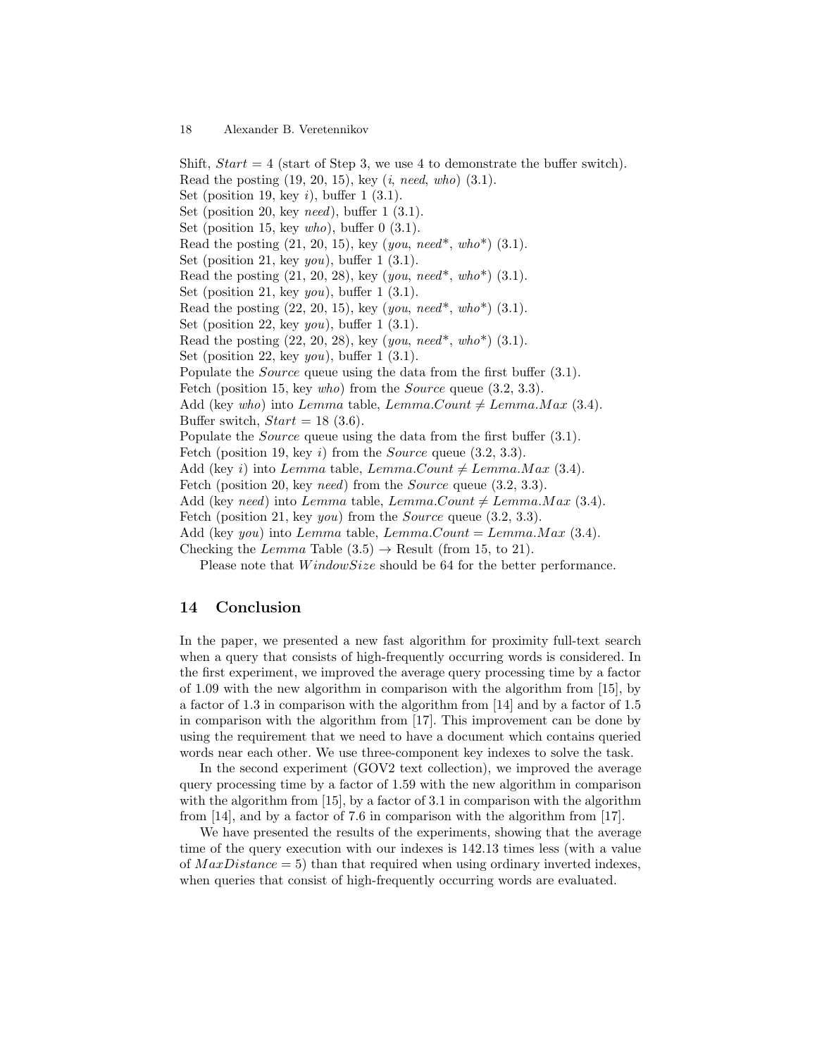Shift, $Start = 4$ (start of Step 3, we use 4 to demonstrate the buffer switch).
Read the posting (19, 20, 15), key (*i*, *need*, *who*) (3.1).
Set (position 19, key *i*), buffer 1 (3.1).
Set (position 20, key *need*), buffer 1 (3.1).
Set (position 15, key *who*), buffer 0 (3.1).
Read the posting (21, 20, 15), key (*you*, *need*\*, *who*\*) (3.1).
Set (position 21, key *you*), buffer 1 (3.1).
Read the posting (21, 20, 28), key (*you*, *need*\*, *who*\*) (3.1).
Set (position 21, key *you*), buffer 1 (3.1).
Read the posting (22, 20, 15), key (*you*, *need*\*, *who*\*) (3.1).
Set (position 22, key *you*), buffer 1 (3.1).
Read the posting (22, 20, 28), key (*you*, *need*\*, *who*\*) (3.1).
Set (position 22, key *you*), buffer 1 (3.1).
Populate the *Source* queue using the data from the first buffer (3.1).
Fetch (position 15, key *who*) from the *Source* queue (3.2, 3.3).
Add (key *who*) into *Lemma* table, $Lemma.Count \neq Lemma.Max$ (3.4).
Buffer switch, $Start = 18$ (3.6).
Populate the *Source* queue using the data from the first buffer (3.1).
Fetch (position 19, key *i*) from the *Source* queue (3.2, 3.3).
Add (key *i*) into *Lemma* table, $Lemma.Count \neq Lemma.Max$ (3.4).
Fetch (position 20, key *need*) from the *Source* queue (3.2, 3.3).
Add (key *need*) into *Lemma* table, $Lemma.Count \neq Lemma.Max$ (3.4).
Fetch (position 21, key *you*) from the *Source* queue (3.2, 3.3).
Add (key *you*) into *Lemma* table, $Lemma.Count = Lemma.Max$ (3.4).
Checking the *Lemma* Table (3.5) → Result (from 15, to 21).

Please note that $WindowSize$ should be 64 for the better performance.

## 14 Conclusion

In the paper, we presented a new fast algorithm for proximity full-text search when a query that consists of high-frequently occurring words is considered. In the first experiment, we improved the average query processing time by a factor of 1.09 with the new algorithm in comparison with the algorithm from [15], by a factor of 1.3 in comparison with the algorithm from [14] and by a factor of 1.5 in comparison with the algorithm from [17]. This improvement can be done by using the requirement that we need to have a document which contains queried words near each other. We use three-component key indexes to solve the task.

In the second experiment (GOV2 text collection), we improved the average query processing time by a factor of 1.59 with the new algorithm in comparison with the algorithm from [15], by a factor of 3.1 in comparison with the algorithm from [14], and by a factor of 7.6 in comparison with the algorithm from [17].

We have presented the results of the experiments, showing that the average time of the query execution with our indexes is 142.13 times less (with a value of $MaxDistance = 5$) than that required when using ordinary inverted indexes, when queries that consist of high-frequently occurring words are evaluated.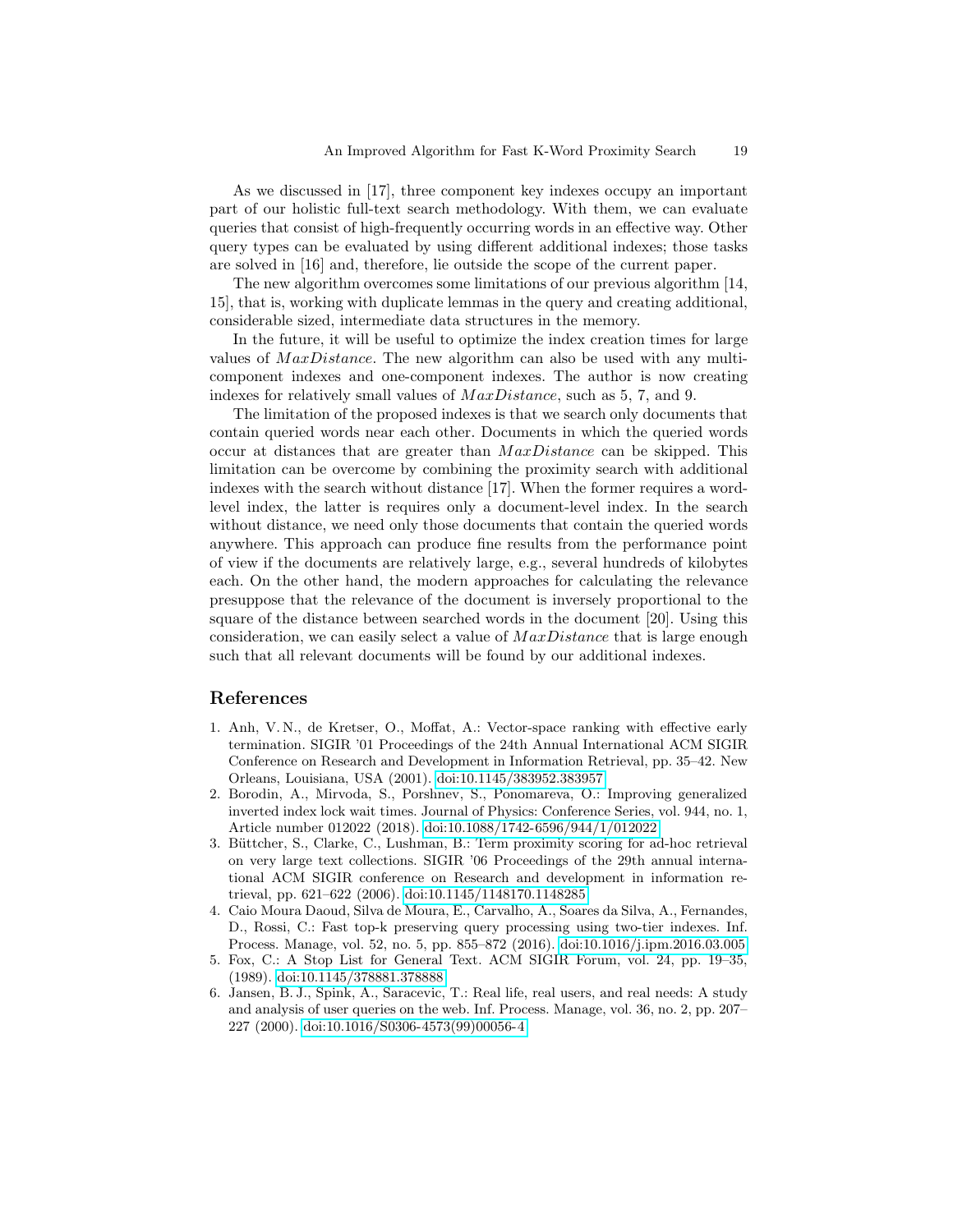As we discussed in [17], three component key indexes occupy an important part of our holistic full-text search methodology. With them, we can evaluate queries that consist of high-frequently occurring words in an effective way. Other query types can be evaluated by using different additional indexes; those tasks are solved in [16] and, therefore, lie outside the scope of the current paper.

The new algorithm overcomes some limitations of our previous algorithm [14, 15], that is, working with duplicate lemmas in the query and creating additional, considerable sized, intermediate data structures in the memory.

In the future, it will be useful to optimize the index creation times for large values of $MaxDistance$. The new algorithm can also be used with any multi-component indexes and one-component indexes. The author is now creating indexes for relatively small values of $MaxDistance$, such as 5, 7, and 9.

The limitation of the proposed indexes is that we search only documents that contain queried words near each other. Documents in which the queried words occur at distances that are greater than $MaxDistance$ can be skipped. This limitation can be overcome by combining the proximity search with additional indexes with the search without distance [17]. When the former requires a word-level index, the latter is requires only a document-level index. In the search without distance, we need only those documents that contain the queried words anywhere. This approach can produce fine results from the performance point of view if the documents are relatively large, e.g., several hundreds of kilobytes each. On the other hand, the modern approaches for calculating the relevance presuppose that the relevance of the document is inversely proportional to the square of the distance between searched words in the document [20]. Using this consideration, we can easily select a value of $MaxDistance$ that is large enough such that all relevant documents will be found by our additional indexes.

## References

1. Anh, V. N., de Kretser, O., Moffat, A.: Vector-space ranking with effective early termination. SIGIR '01 Proceedings of the 24th Annual International ACM SIGIR Conference on Research and Development in Information Retrieval, pp. 35–42. New Orleans, Louisiana, USA (2001). doi:10.1145/383952.383957
2. Borodin, A., Mirvoda, S., Porshnev, S., Ponomareva, O.: Improving generalized inverted index lock wait times. Journal of Physics: Conference Series, vol. 944, no. 1, Article number 012022 (2018). doi:10.1088/1742-6596/944/1/012022
3. Büttcher, S., Clarke, C., Lushman, B.: Term proximity scoring for ad-hoc retrieval on very large text collections. SIGIR '06 Proceedings of the 29th annual international ACM SIGIR conference on Research and development in information retrieval, pp. 621–622 (2006). doi:10.1145/1148170.1148285
4. Caio Moura Daoud, Silva de Moura, E., Carvalho, A., Soares da Silva, A., Fernandes, D., Rossi, C.: Fast top-k preserving query processing using two-tier indexes. Inf. Process. Manage, vol. 52, no. 5, pp. 855–872 (2016). doi:10.1016/j.ipm.2016.03.005
5. Fox, C.: A Stop List for General Text. ACM SIGIR Forum, vol. 24, pp. 19–35, (1989). doi:10.1145/378881.378888
6. Jansen, B. J., Spink, A., Saracevic, T.: Real life, real users, and real needs: A study and analysis of user queries on the web. Inf. Process. Manage, vol. 36, no. 2, pp. 207–227 (2000). doi:10.1016/S0306-4573(99)00056-4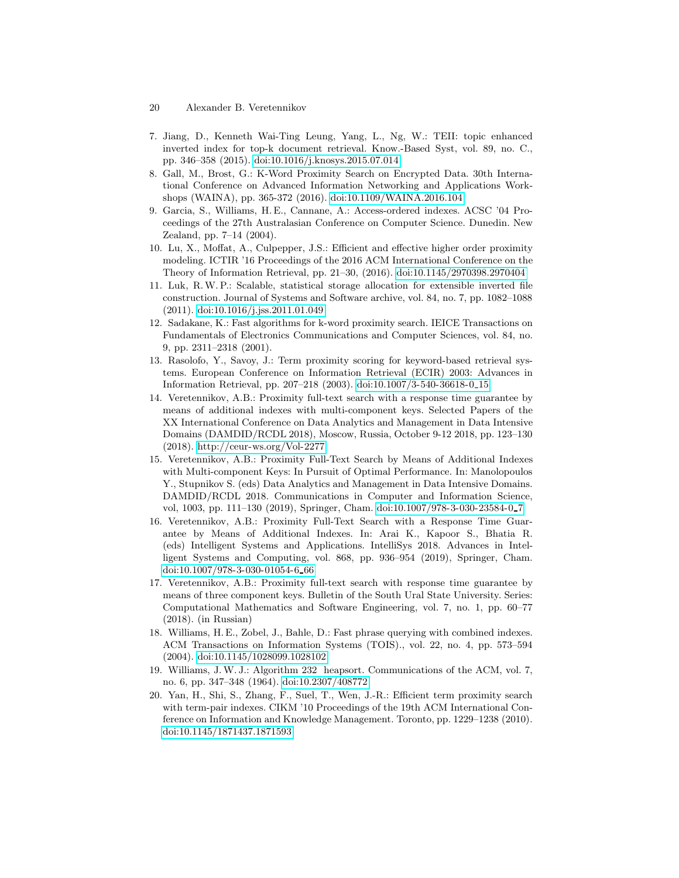7. Jiang, D., Kenneth Wai-Ting Leung, Yang, L., Ng, W.: TEII: topic enhanced inverted index for top-k document retrieval. Know.-Based Syst, vol. 89, no. C., pp. 346–358 (2015). doi:10.1016/j.knosys.2015.07.014
8. Gall, M., Brost, G.: K-Word Proximity Search on Encrypted Data. 30th International Conference on Advanced Information Networking and Applications Workshops (WAINA), pp. 365-372 (2016). doi:10.1109/WAINA.2016.104
9. Garcia, S., Williams, H. E., Cannane, A.: Access-ordered indexes. ACSC '04 Proceedings of the 27th Australasian Conference on Computer Science. Dunedin. New Zealand, pp. 7–14 (2004).
10. Lu, X., Moffat, A., Culpepper, J.S.: Efficient and effective higher order proximity modeling. ICTIR '16 Proceedings of the 2016 ACM International Conference on the Theory of Information Retrieval, pp. 21–30, (2016). doi:10.1145/2970398.2970404
11. Luk, R. W. P.: Scalable, statistical storage allocation for extensible inverted file construction. Journal of Systems and Software archive, vol. 84, no. 7, pp. 1082–1088 (2011). doi:10.1016/j.jss.2011.01.049
12. Sadakane, K.: Fast algorithms for k-word proximity search. IEICE Transactions on Fundamentals of Electronics Communications and Computer Sciences, vol. 84, no. 9, pp. 2311–2318 (2001).
13. Rasolofo, Y., Savoy, J.: Term proximity scoring for keyword-based retrieval systems. European Conference on Information Retrieval (ECIR) 2003: Advances in Information Retrieval, pp. 207–218 (2003). doi:10.1007/3-540-36618-0_15
14. Veretennikov, A.B.: Proximity full-text search with a response time guarantee by means of additional indexes with multi-component keys. Selected Papers of the XX International Conference on Data Analytics and Management in Data Intensive Domains (DAMDID/RCDL 2018), Moscow, Russia, October 9-12 2018, pp. 123–130 (2018). http://ceur-ws.org/Vol-2277
15. Veretennikov, A.B.: Proximity Full-Text Search by Means of Additional Indexes with Multi-component Keys: In Pursuit of Optimal Performance. In: Manolopoulos Y., Stupnikov S. (eds) Data Analytics and Management in Data Intensive Domains. DAMDID/RCDL 2018. Communications in Computer and Information Science, vol, 1003, pp. 111–130 (2019), Springer, Cham. doi:10.1007/978-3-030-23584-0_7
16. Veretennikov, A.B.: Proximity Full-Text Search with a Response Time Guarantee by Means of Additional Indexes. In: Arai K., Kapoor S., Bhatia R. (eds) Intelligent Systems and Applications. IntelliSys 2018. Advances in Intelligent Systems and Computing, vol. 868, pp. 936–954 (2019), Springer, Cham. doi:10.1007/978-3-030-01054-6_66
17. Veretennikov, A.B.: Proximity full-text search with response time guarantee by means of three component keys. Bulletin of the South Ural State University. Series: Computational Mathematics and Software Engineering, vol. 7, no. 1, pp. 60–77 (2018). (in Russian)
18. Williams, H. E., Zobel, J., Bahle, D.: Fast phrase querying with combined indexes. ACM Transactions on Information Systems (TOIS)., vol. 22, no. 4, pp. 573–594 (2004). doi:10.1145/1028099.1028102
19. Williams, J. W. J.: Algorithm 232 heapsort. Communications of the ACM, vol. 7, no. 6, pp. 347–348 (1964). doi:10.2307/408772
20. Yan, H., Shi, S., Zhang, F., Suel, T., Wen, J.-R.: Efficient term proximity search with term-pair indexes. CIKM '10 Proceedings of the 19th ACM International Conference on Information and Knowledge Management. Toronto, pp. 1229–1238 (2010). doi:10.1145/1871437.1871593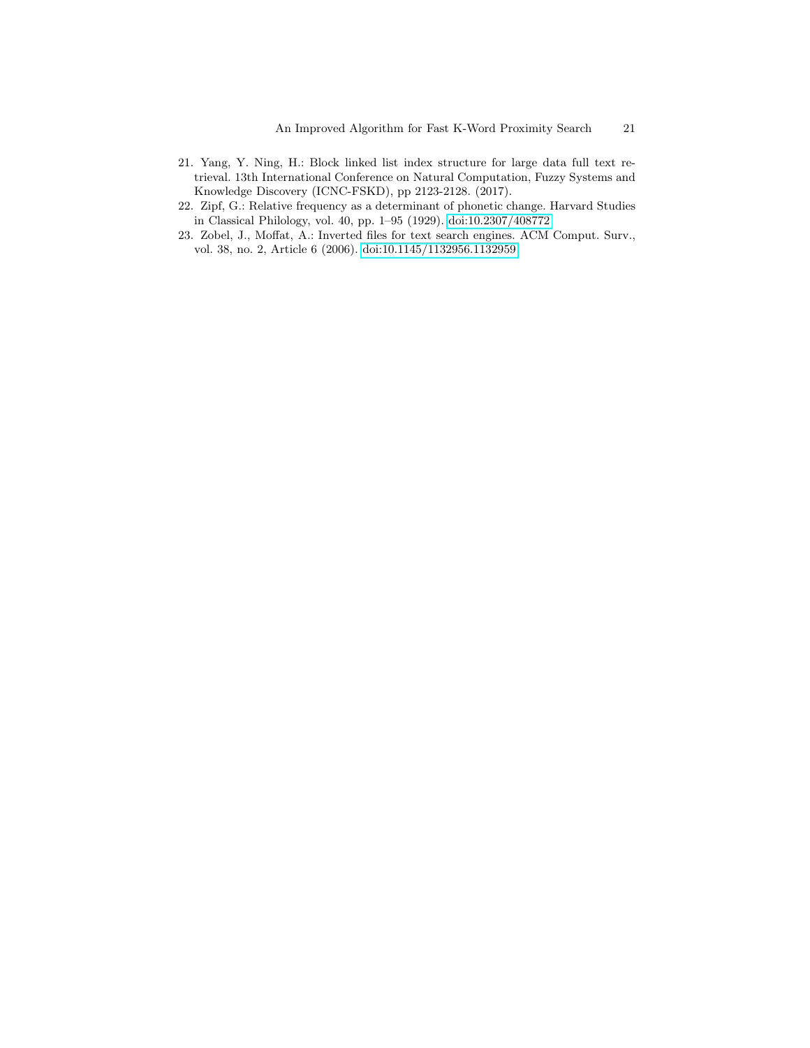21. Yang, Y. Ning, H.: Block linked list index structure for large data full text retrieval. 13th International Conference on Natural Computation, Fuzzy Systems and Knowledge Discovery (ICNC-FSKD), pp 2123-2128. (2017).
22. Zipf, G.: Relative frequency as a determinant of phonetic change. Harvard Studies in Classical Philology, vol. 40, pp. 1–95 (1929). doi:10.2307/408772
23. Zobel, J., Moffat, A.: Inverted files for text search engines. ACM Comput. Surv., vol. 38, no. 2, Article 6 (2006). doi:10.1145/1132956.1132959